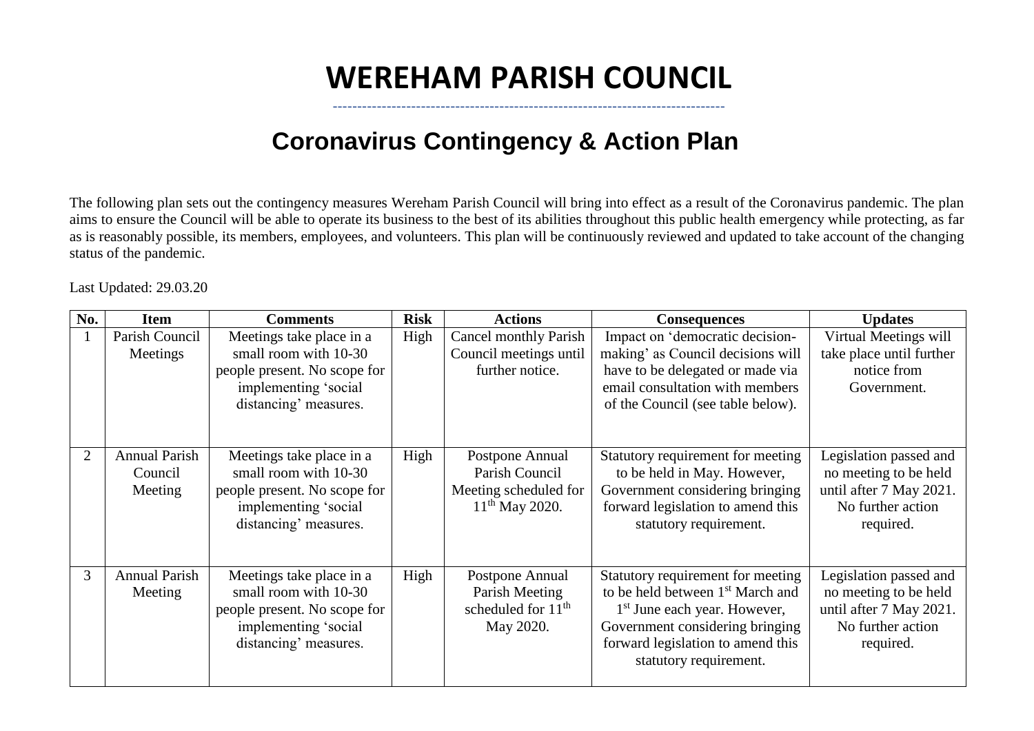# WEREHAM PARISH COUNCIL

## Coronavirus Contingency & Action Plan

The following plan sets out the contingency measures Wereham Parish Council will bring into effect as a result of the Coronavirus pandemic. The plan aims to ensure the Council will be able to operate its business to the best of its abilities throughout this public health emergency while protecting, as far as is reasonably possible, its members, employees, and volunteers. This plan will be continuously reviewed and updated to take account of the changing status of the pandemic.

Last Updated: 29.03.20

| No. | Item | Comments | Risk | Actions | Consequences | Updates |
|---|---|---|---|---|---|---|
| 1 | Parish Council Meetings | Meetings take place in a small room with 10-30 people present. No scope for implementing 'social distancing' measures. | High | Cancel monthly Parish Council meetings until further notice. | Impact on 'democratic decision-making' as Council decisions will have to be delegated or made via email consultation with members of the Council (see table below). | Virtual Meetings will take place until further notice from Government. |
| 2 | Annual Parish Council Meeting | Meetings take place in a small room with 10-30 people present. No scope for implementing 'social distancing' measures. | High | Postpone Annual Parish Council Meeting scheduled for 11th May 2020. | Statutory requirement for meeting to be held in May. However, Government considering bringing forward legislation to amend this statutory requirement. | Legislation passed and no meeting to be held until after 7 May 2021. No further action required. |
| 3 | Annual Parish Meeting | Meetings take place in a small room with 10-30 people present. No scope for implementing 'social distancing' measures. | High | Postpone Annual Parish Meeting scheduled for 11th May 2020. | Statutory requirement for meeting to be held between 1st March and 1st June each year. However, Government considering bringing forward legislation to amend this statutory requirement. | Legislation passed and no meeting to be held until after 7 May 2021. No further action required. |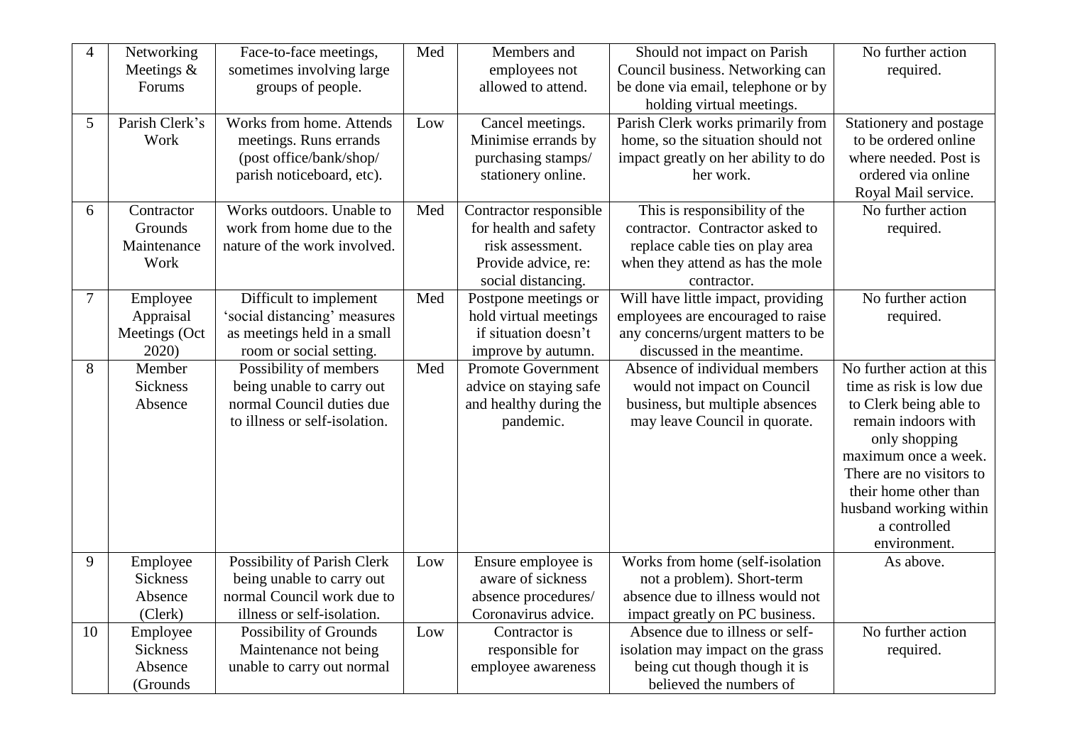| 4 | Networking Meetings & Forums | Face-to-face meetings, sometimes involving large groups of people. | Med | Members and employees not allowed to attend. | Should not impact on Parish Council business. Networking can be done via email, telephone or by holding virtual meetings. | No further action required. |
|---|---|---|---|---|---|---|
| 5 | Parish Clerk's Work | Works from home. Attends meetings. Runs errands (post office/bank/shop/ parish noticeboard, etc). | Low | Cancel meetings. Minimise errands by purchasing stamps/ stationery online. | Parish Clerk works primarily from home, so the situation should not impact greatly on her ability to do her work. | Stationery and postage to be ordered online where needed. Post is ordered via online Royal Mail service. |
| 6 | Contractor Grounds Maintenance Work | Works outdoors. Unable to work from home due to the nature of the work involved. | Med | Contractor responsible for health and safety risk assessment. Provide advice, re: social distancing. | This is responsibility of the contractor. Contractor asked to replace cable ties on play area when they attend as has the mole contractor. | No further action required. |
| 7 | Employee Appraisal Meetings (Oct 2020) | Difficult to implement 'social distancing' measures as meetings held in a small room or social setting. | Med | Postpone meetings or hold virtual meetings if situation doesn't improve by autumn. | Will have little impact, providing employees are encouraged to raise any concerns/urgent matters to be discussed in the meantime. | No further action required. |
| 8 | Member Sickness Absence | Possibility of members being unable to carry out normal Council duties due to illness or self-isolation. | Med | Promote Government advice on staying safe and healthy during the pandemic. | Absence of individual members would not impact on Council business, but multiple absences may leave Council in quorate. | No further action at this time as risk is low due to Clerk being able to remain indoors with only shopping maximum once a week. There are no visitors to their home other than husband working within a controlled environment. |
| 9 | Employee Sickness Absence (Clerk) | Possibility of Parish Clerk being unable to carry out normal Council work due to illness or self-isolation. | Low | Ensure employee is aware of sickness absence procedures/ Coronavirus advice. | Works from home (self-isolation not a problem). Short-term absence due to illness would not impact greatly on PC business. | As above. |
| 10 | Employee Sickness Absence (Grounds | Possibility of Grounds Maintenance not being unable to carry out normal | Low | Contractor is responsible for employee awareness | Absence due to illness or self-isolation may impact on the grass being cut though though it is believed the numbers of | No further action required. |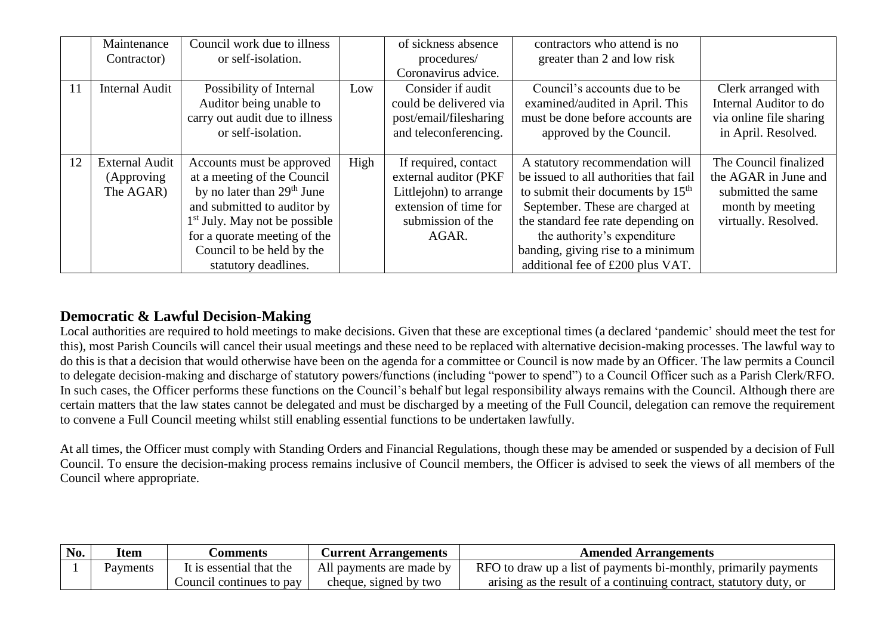|  | Maintenance Contractor) | Council work due to illness or self-isolation. |  | of sickness absence procedures/ Coronavirus advice. | contractors who attend is no greater than 2 and low risk |  |
|---|---|---|---|---|---|---|
| 11 | Internal Audit | Possibility of Internal Auditor being unable to carry out audit due to illness or self-isolation. | Low | Consider if audit could be delivered via post/email/filesharing and teleconferencing. | Council's accounts due to be examined/audited in April. This must be done before accounts are approved by the Council. | Clerk arranged with Internal Auditor to do via online file sharing in April. Resolved. |
| 12 | External Audit (Approving The AGAR) | Accounts must be approved at a meeting of the Council by no later than 29th June and submitted to auditor by 1st July. May not be possible for a quorate meeting of the Council to be held by the statutory deadlines. | High | If required, contact external auditor (PKF Littlejohn) to arrange extension of time for submission of the AGAR. | A statutory recommendation will be issued to all authorities that fail to submit their documents by 15th September. These are charged at the standard fee rate depending on the authority's expenditure banding, giving rise to a minimum additional fee of £200 plus VAT. | The Council finalized the AGAR in June and submitted the same month by meeting virtually. Resolved. |

## Democratic & Lawful Decision-Making

Local authorities are required to hold meetings to make decisions. Given that these are exceptional times (a declared 'pandemic' should meet the test for this), most Parish Councils will cancel their usual meetings and these need to be replaced with alternative decision-making processes. The lawful way to do this is that a decision that would otherwise have been on the agenda for a committee or Council is now made by an Officer. The law permits a Council to delegate decision-making and discharge of statutory powers/functions (including "power to spend") to a Council Officer such as a Parish Clerk/RFO. In such cases, the Officer performs these functions on the Council's behalf but legal responsibility always remains with the Council. Although there are certain matters that the law states cannot be delegated and must be discharged by a meeting of the Full Council, delegation can remove the requirement to convene a Full Council meeting whilst still enabling essential functions to be undertaken lawfully.

At all times, the Officer must comply with Standing Orders and Financial Regulations, though these may be amended or suspended by a decision of Full Council. To ensure the decision-making process remains inclusive of Council members, the Officer is advised to seek the views of all members of the Council where appropriate.

| No. | Item | Comments | Current Arrangements | Amended Arrangements |
|---|---|---|---|---|
| 1 | Payments | It is essential that the Council continues to pay | All payments are made by cheque, signed by two | RFO to draw up a list of payments bi-monthly, primarily payments arising as the result of a continuing contract, statutory duty, or |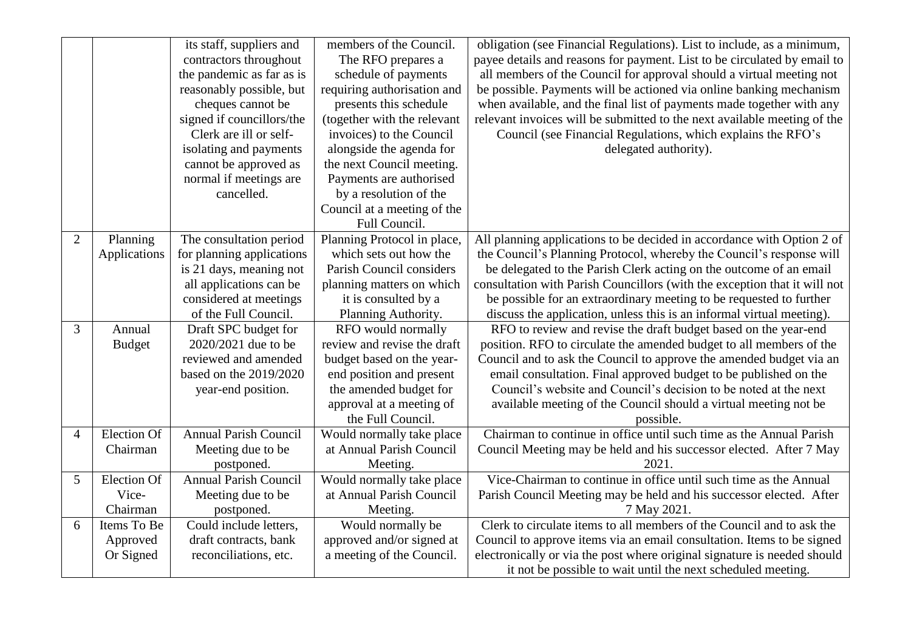| | | its staff, suppliers and contractors throughout the pandemic as far as is reasonably possible, but cheques cannot be signed if councillors/the Clerk are ill or self-isolating and payments cannot be approved as normal if meetings are cancelled. | members of the Council. The RFO prepares a schedule of payments requiring authorisation and presents this schedule (together with the relevant invoices) to the Council alongside the agenda for the next Council meeting. Payments are authorised by a resolution of the Council at a meeting of the Full Council. | obligation (see Financial Regulations). List to include, as a minimum, payee details and reasons for payment. List to be circulated by email to all members of the Council for approval should a virtual meeting not be possible. Payments will be actioned via online banking mechanism when available, and the final list of payments made together with any relevant invoices will be submitted to the next available meeting of the Council (see Financial Regulations, which explains the RFO's delegated authority). |
|---|---|---|---|---|
| 2 | Planning Applications | The consultation period for planning applications is 21 days, meaning not all applications can be considered at meetings of the Full Council. | Planning Protocol in place, which sets out how the Parish Council considers planning matters on which it is consulted by a Planning Authority. | All planning applications to be decided in accordance with Option 2 of the Council's Planning Protocol, whereby the Council's response will be delegated to the Parish Clerk acting on the outcome of an email consultation with Parish Councillors (with the exception that it will not be possible for an extraordinary meeting to be requested to further discuss the application, unless this is an informal virtual meeting). |
| 3 | Annual Budget | Draft SPC budget for 2020/2021 due to be reviewed and amended based on the 2019/2020 year-end position. | RFO would normally review and revise the draft budget based on the year-end position and present the amended budget for approval at a meeting of the Full Council. | RFO to review and revise the draft budget based on the year-end position. RFO to circulate the amended budget to all members of the Council and to ask the Council to approve the amended budget via an email consultation. Final approved budget to be published on the Council's website and Council's decision to be noted at the next available meeting of the Council should a virtual meeting not be possible. |
| 4 | Election Of Chairman | Annual Parish Council Meeting due to be postponed. | Would normally take place at Annual Parish Council Meeting. | Chairman to continue in office until such time as the Annual Parish Council Meeting may be held and his successor elected. After 7 May 2021. |
| 5 | Election Of Vice-Chairman | Annual Parish Council Meeting due to be postponed. | Would normally take place at Annual Parish Council Meeting. | Vice-Chairman to continue in office until such time as the Annual Parish Council Meeting may be held and his successor elected. After 7 May 2021. |
| 6 | Items To Be Approved Or Signed | Could include letters, draft contracts, bank reconciliations, etc. | Would normally be approved and/or signed at a meeting of the Council. | Clerk to circulate items to all members of the Council and to ask the Council to approve items via an email consultation. Items to be signed electronically or via the post where original signature is needed should it not be possible to wait until the next scheduled meeting. |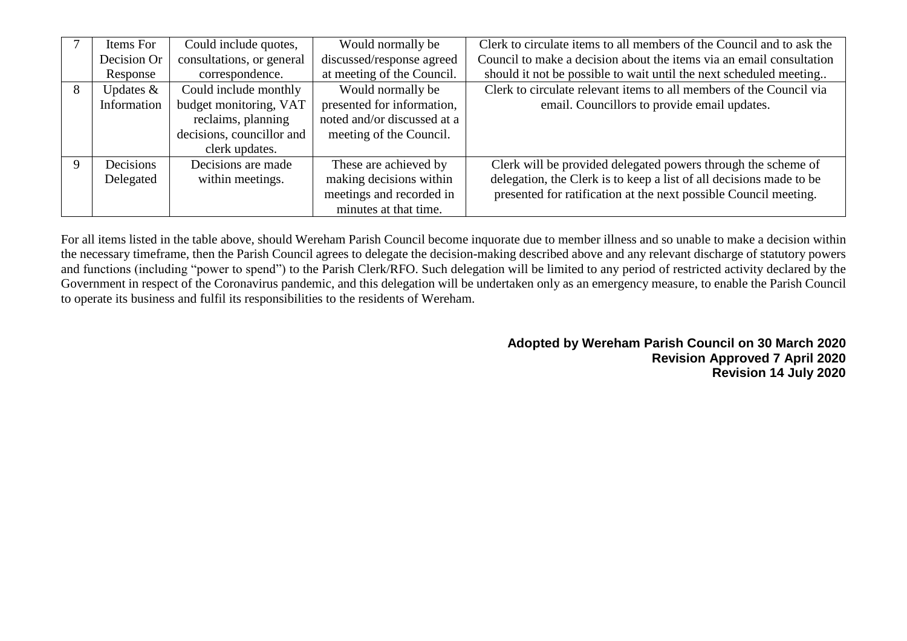| | | | | |
|---|---|---|---|---|
| 7 | Items For Decision Or Response | Could include quotes, consultations, or general correspondence. | Would normally be discussed/response agreed at meeting of the Council. | Clerk to circulate items to all members of the Council and to ask the Council to make a decision about the items via an email consultation should it not be possible to wait until the next scheduled meeting.. |
| 8 | Updates & Information | Could include monthly budget monitoring, VAT reclaims, planning decisions, councillor and clerk updates. | Would normally be presented for information, noted and/or discussed at a meeting of the Council. | Clerk to circulate relevant items to all members of the Council via email. Councillors to provide email updates. |
| 9 | Decisions Delegated | Decisions are made within meetings. | These are achieved by making decisions within meetings and recorded in minutes at that time. | Clerk will be provided delegated powers through the scheme of delegation, the Clerk is to keep a list of all decisions made to be presented for ratification at the next possible Council meeting. |

For all items listed in the table above, should Wereham Parish Council become inquorate due to member illness and so unable to make a decision within the necessary timeframe, then the Parish Council agrees to delegate the decision-making described above and any relevant discharge of statutory powers and functions (including "power to spend") to the Parish Clerk/RFO. Such delegation will be limited to any period of restricted activity declared by the Government in respect of the Coronavirus pandemic, and this delegation will be undertaken only as an emergency measure, to enable the Parish Council to operate its business and fulfil its responsibilities to the residents of Wereham.

**Adopted by Wereham Parish Council on 30 March 2020**
**Revision Approved 7 April 2020**
**Revision 14 July 2020**